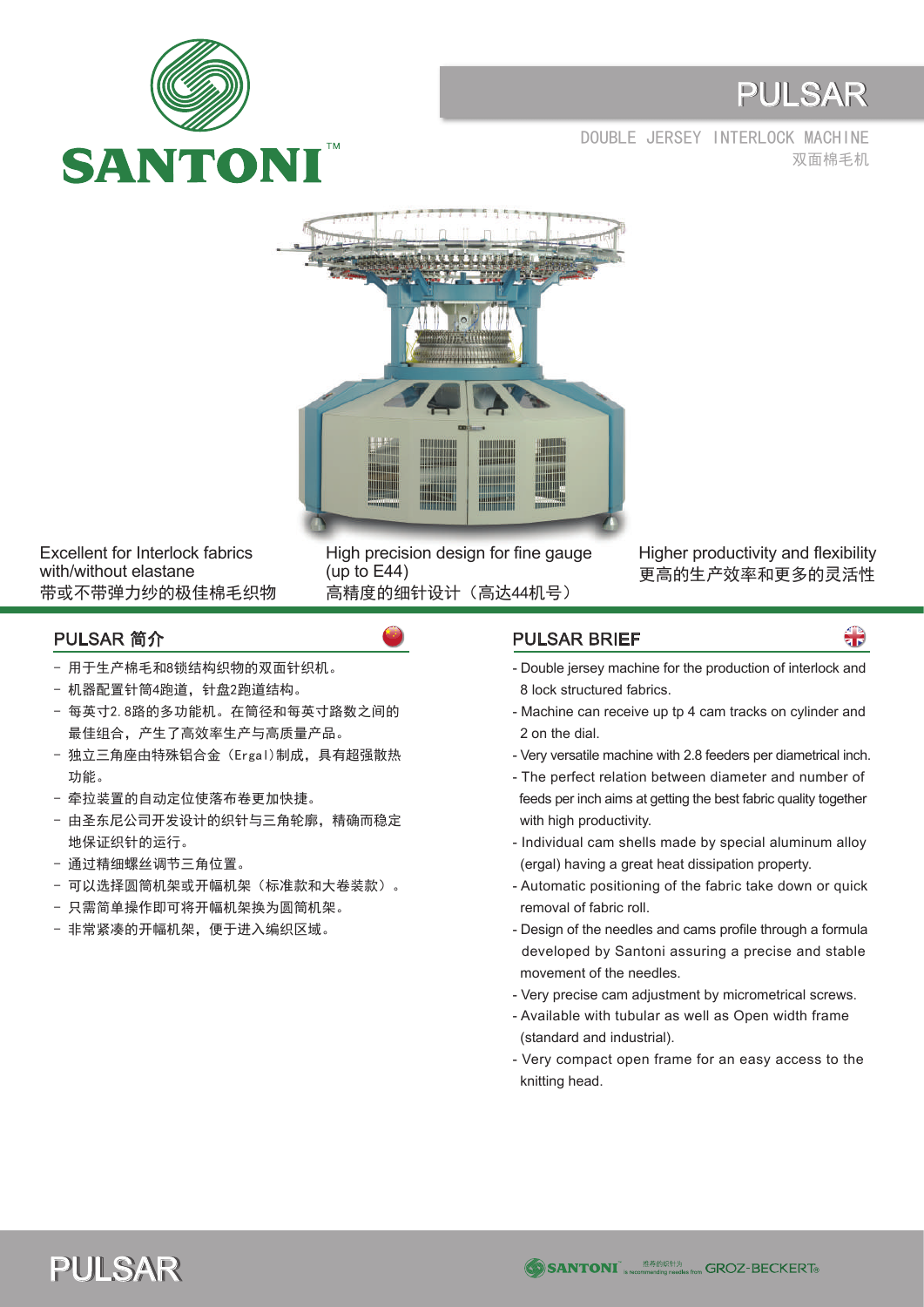SANTONI™

# PULSAR

DOUBLE JERSEY INTERLOCK MACHINE
双面棉毛机

Excellent for Interlock fabrics with/without elastane
带或不带弹力纱的极佳棉毛织物

High precision design for fine gauge (up to E44)
高精度的细针设计（高达44机号）

Higher productivity and flexibility
更高的生产效率和更多的灵活性

## PULSAR 简介

- 用于生产棉毛和8锁结构织物的双面针织机。
- 机器配置针筒4跑道，针盘2跑道结构。
- 每英寸2.8路的多功能机。在筒径和每英寸路数之间的最佳组合，产生了高效率生产与高质量产品。
- 独立三角座由特殊铝合金（Ergal）制成，具有超强散热功能。
- 牵拉装置的自动定位使落布卷更加快捷。
- 由圣东尼公司开发设计的织针与三角轮廓，精确而稳定地保证织针的运行。
- 通过精细螺丝调节三角位置。
- 可以选择圆筒机架或开幅机架（标准款和大卷装款）。
- 只需简单操作即可将开幅机架换为圆筒机架。
- 非常紧凑的开幅机架，便于进入编织区域。

## PULSAR BRIEF

- Double jersey machine for the production of interlock and 8 lock structured fabrics.
- Machine can receive up tp 4 cam tracks on cylinder and 2 on the dial.
- Very versatile machine with 2.8 feeders per diametrical inch.
- The perfect relation between diameter and number of feeds per inch aims at getting the best fabric quality together with high productivity.
- Individual cam shells made by special aluminum alloy (ergal) having a great heat dissipation property.
- Automatic positioning of the fabric take down or quick removal of fabric roll.
- Design of the needles and cams profile through a formula developed by Santoni assuring a precise and stable movement of the needles.
- Very precise cam adjustment by micrometrical screws.
- Available with tubular as well as Open width frame (standard and industrial).
- Very compact open frame for an easy access to the knitting head.

PULSAR

SANTONI is recommending needles from GROZ-BECKERT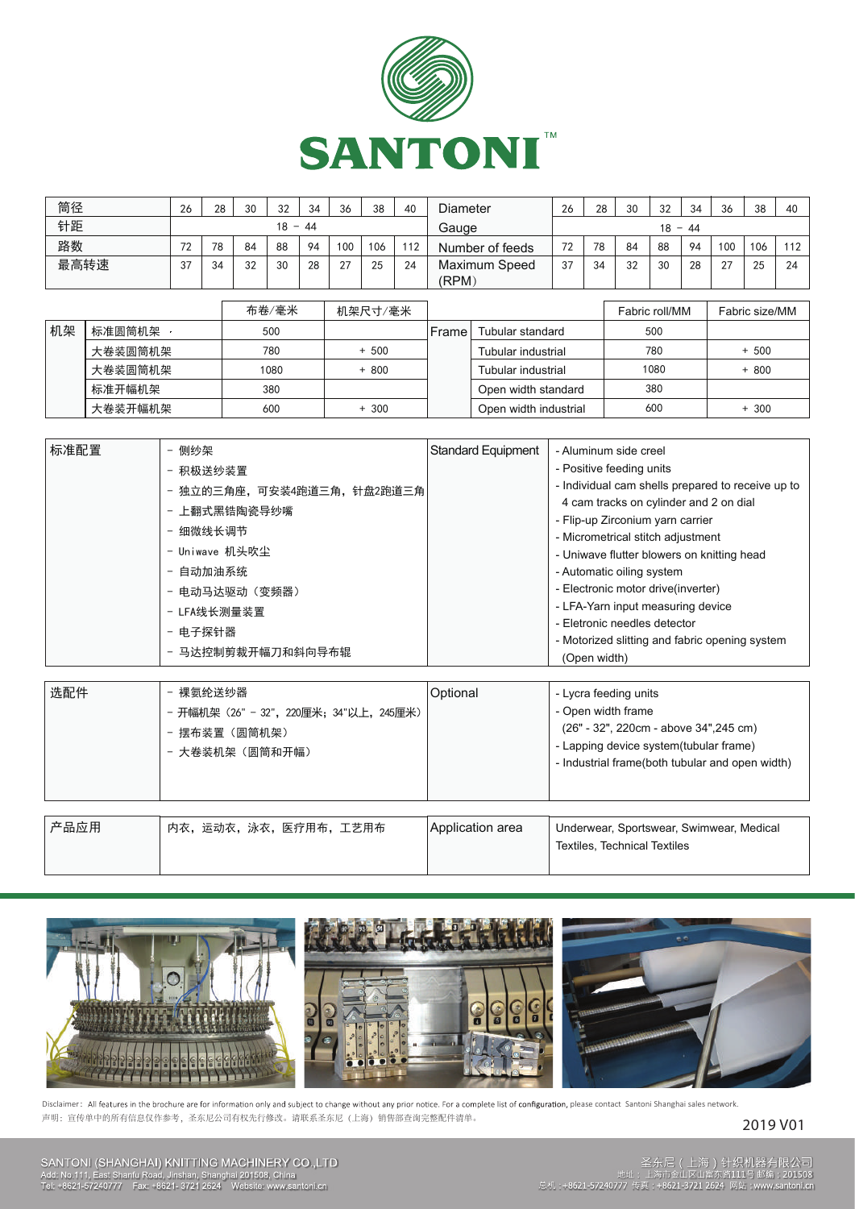# SANTONI™

| 筒径 | 26 | 28 | 30 | 32 | 34 | 36 | 38 | 40 | Diameter | 26 | 28 | 30 | 32 | 34 | 36 | 38 | 40 |
|---|---|---|---|---|---|---|---|---|---|---|---|---|---|---|---|---|---|
| 针距 | 18 – 44 | | | | | | | | Gauge | 18 – 44 | | | | | | | |
| 路数 | 72 | 78 | 84 | 88 | 94 | 100 | 106 | 112 | Number of feeds | 72 | 78 | 84 | 88 | 94 | 100 | 106 | 112 |
| 最高转速 | 37 | 34 | 32 | 30 | 28 | 27 | 25 | 24 | Maximum Speed (RPM) | 37 | 34 | 32 | 30 | 28 | 27 | 25 | 24 |

| | | 布卷/毫米 | 机架尺寸/毫米 | | | Fabric roll/MM | Fabric size/MM |
|---|---|---|---|---|---|---|---|
| 机架 | 标准圆筒机架 | 500 | | Frame | Tubular standard | 500 | |
| | 大卷装圆筒机架 | 780 | + 500 | | Tubular industrial | 780 | + 500 |
| | 大卷装圆筒机架 | 1080 | + 800 | | Tubular industrial | 1080 | + 800 |
| | 标准开幅机架 | 380 | | | Open width standard | 380 | |
| | 大卷装开幅机架 | 600 | + 300 | | Open width industrial | 600 | + 300 |

| | | | |
|---|---|---|---|
| 标准配置 | - 侧纱架<br>- 积极送纱装置<br>- 独立的三角座，可安装4跑道三角，针盘2跑道三角<br>- 上翻式黑锆陶瓷导纱嘴<br>- 细微线长调节<br>- Uniwave 机头吹尘<br>- 自动加油系统<br>- 电动马达驱动（变频器）<br>- LFA线长测量装置<br>- 电子探针器<br>- 马达控制剪裁开幅刀和斜向导布辊 | Standard Equipment | - Aluminum side creel<br>- Positive feeding units<br>- Individual cam shells prepared to receive up to 4 cam tracks on cylinder and 2 on dial<br>- Flip-up Zirconium yarn carrier<br>- Micrometrical stitch adjustment<br>- Uniwave flutter blowers on knitting head<br>- Automatic oiling system<br>- Electronic motor drive(inverter)<br>- LFA-Yarn input measuring device<br>- Eletronic needles detector<br>- Motorized slitting and fabric opening system (Open width) |
| 选配件 | - 裸氨纶送纱器<br>- 开幅机架（26" – 32"，220厘米；34"以上，245厘米）<br>- 摆布装置（圆筒机架）<br>- 大卷装机架（圆筒和开幅） | Optional | - Lycra feeding units<br>- Open width frame (26" - 32", 220cm - above 34",245 cm)<br>- Lapping device system(tubular frame)<br>- Industrial frame(both tubular and open width) |
| 产品应用 | 内衣，运动衣，泳衣，医疗用布，工艺用布 | Application area | Underwear, Sportswear, Swimwear, Medical Textiles, Technical Textiles |

Disclaimer: All features in the brochure are for information only and subject to change without any prior notice. For a complete list of configuration, please contact Santoni Shanghai sales network.

声明：宣传单中的所有信息仅作参考，圣东尼公司有权先行修改。请联系圣东尼（上海）销售部查询完整配件清单。

2019 V01

SANTONI (SHANGHAI) KNITTING MACHINERY CO.,LTD
Add: No.111, East Shanfu Road, Jinshan, Shanghai 201508, China
Tel: +8621-57240777 Fax: +8621-3721 2624 Website: www.santoni.cn

圣东尼（上海）针织机器有限公司
地址：上海市金山区山富东路111号 邮编：201508
总机：+8621-57240777 传真：+8621-3721 2624 网站：www.santoni.cn